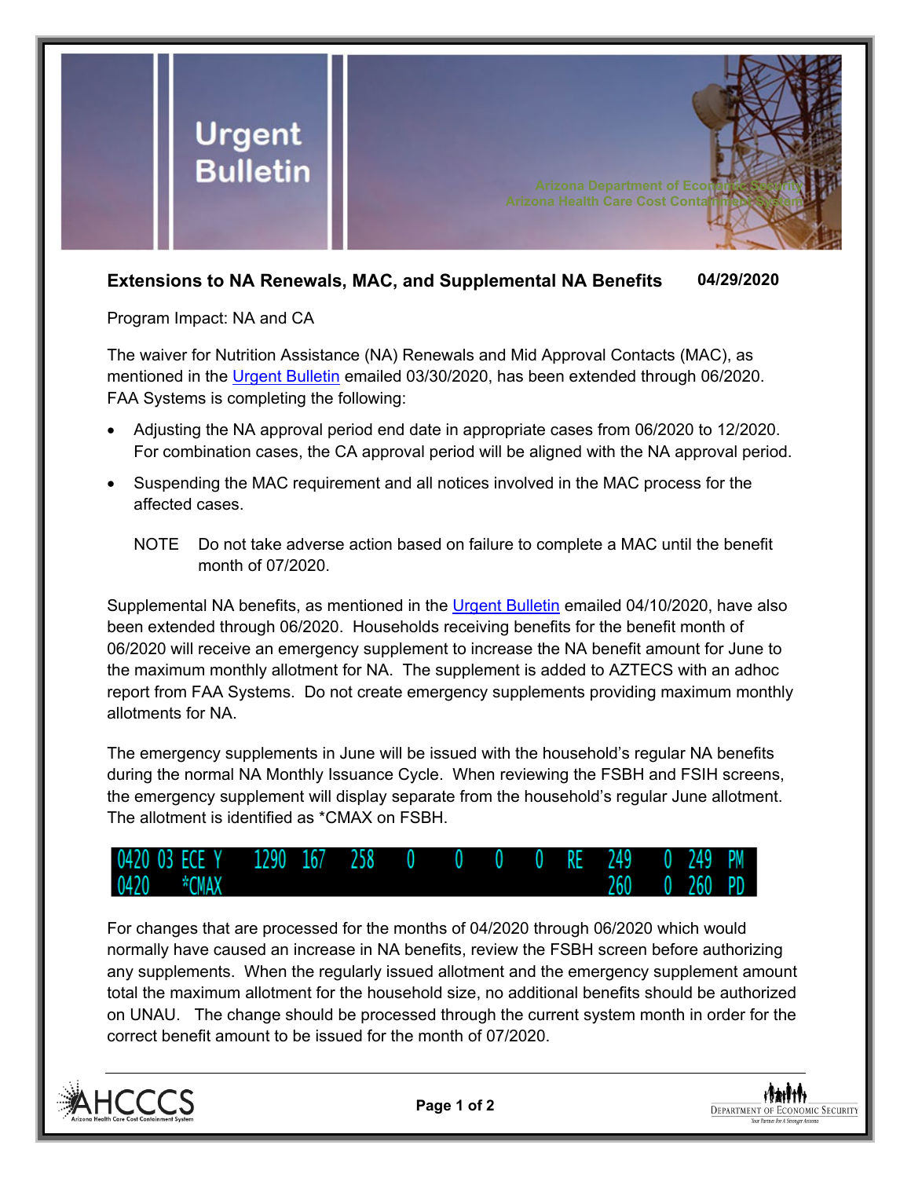# Urgent Bulletin

Arizona Department of Economic Security
Arizona Health Care Cost Containment System

**Extensions to NA Renewals, MAC, and Supplemental NA Benefits** **04/29/2020**

Program Impact: NA and CA

The waiver for Nutrition Assistance (NA) Renewals and Mid Approval Contacts (MAC), as mentioned in the Urgent Bulletin emailed 03/30/2020, has been extended through 06/2020. FAA Systems is completing the following:

- Adjusting the NA approval period end date in appropriate cases from 06/2020 to 12/2020. For combination cases, the CA approval period will be aligned with the NA approval period.
- Suspending the MAC requirement and all notices involved in the MAC process for the affected cases.

NOTE Do not take adverse action based on failure to complete a MAC until the benefit month of 07/2020.

Supplemental NA benefits, as mentioned in the Urgent Bulletin emailed 04/10/2020, have also been extended through 06/2020. Households receiving benefits for the benefit month of 06/2020 will receive an emergency supplement to increase the NA benefit amount for June to the maximum monthly allotment for NA. The supplement is added to AZTECS with an adhoc report from FAA Systems. Do not create emergency supplements providing maximum monthly allotments for NA.

The emergency supplements in June will be issued with the household's regular NA benefits during the normal NA Monthly Issuance Cycle. When reviewing the FSBH and FSIH screens, the emergency supplement will display separate from the household's regular June allotment. The allotment is identified as *CMAX on FSBH.

```
0420 03 ECE Y    1290  167   258    0     0    0    0   RE   249    0  249  PM
0420    *CMAX                                             260    0  260  PD
```

For changes that are processed for the months of 04/2020 through 06/2020 which would normally have caused an increase in NA benefits, review the FSBH screen before authorizing any supplements. When the regularly issued allotment and the emergency supplement amount total the maximum allotment for the household size, no additional benefits should be authorized on UNAU. The change should be processed through the current system month in order for the correct benefit amount to be issued for the month of 07/2020.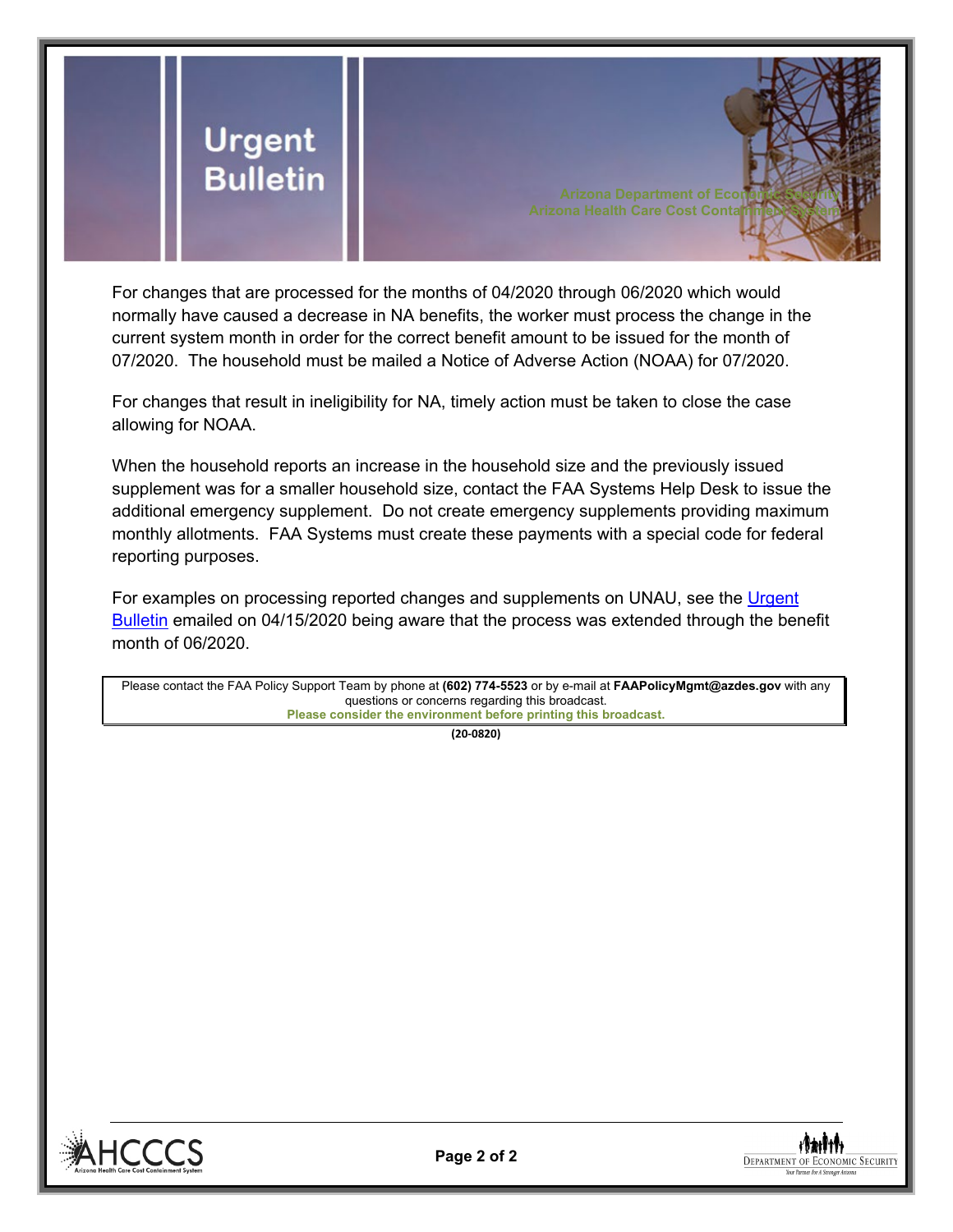For changes that are processed for the months of 04/2020 through 06/2020 which would normally have caused a decrease in NA benefits, the worker must process the change in the current system month in order for the correct benefit amount to be issued for the month of 07/2020. The household must be mailed a Notice of Adverse Action (NOAA) for 07/2020.

For changes that result in ineligibility for NA, timely action must be taken to close the case allowing for NOAA.

When the household reports an increase in the household size and the previously issued supplement was for a smaller household size, contact the FAA Systems Help Desk to issue the additional emergency supplement. Do not create emergency supplements providing maximum monthly allotments. FAA Systems must create these payments with a special code for federal reporting purposes.

For examples on processing reported changes and supplements on UNAU, see the Urgent Bulletin emailed on 04/15/2020 being aware that the process was extended through the benefit month of 06/2020.

Please contact the FAA Policy Support Team by phone at **(602) 774-5523** or by e-mail at **FAAPolicyMgmt@azdes.gov** with any questions or concerns regarding this broadcast.
**Please consider the environment before printing this broadcast.**

**(20-0820)**